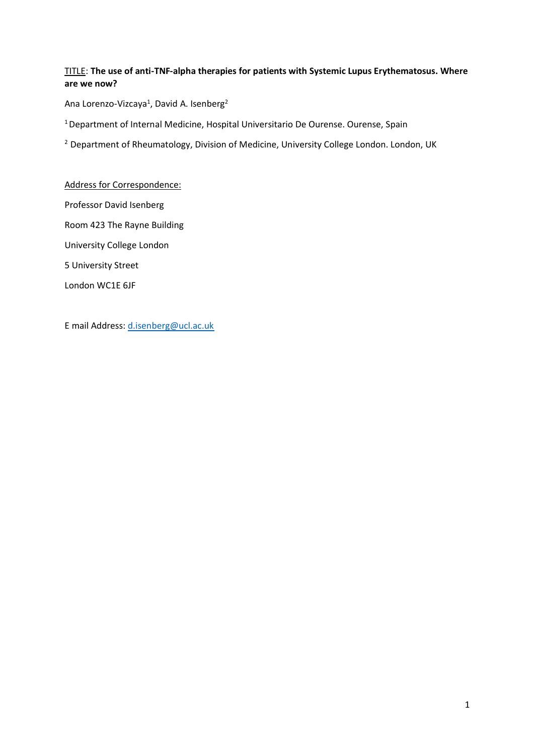<u>TITLE</u>: **The use of anti-TNF-alpha therapies for patients with Systemic Lupus Erythematosus. Where are we now?**

Ana Lorenzo-Vizcaya[1], David A. Isenberg[2]

[1] Department of Internal Medicine, Hospital Universitario De Ourense. Ourense, Spain

[2] Department of Rheumatology, Division of Medicine, University College London. London, UK

<u>Address for Correspondence:</u>

Professor David Isenberg

Room 423 The Rayne Building

University College London

5 University Street

London WC1E 6JF

E mail Address: d.isenberg@ucl.ac.uk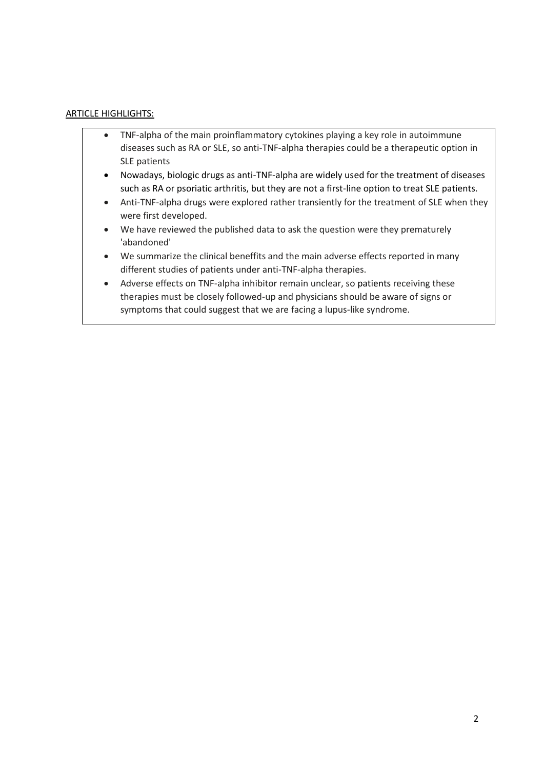ARTICLE HIGHLIGHTS:

- TNF-alpha of the main proinflammatory cytokines playing a key role in autoimmune diseases such as RA or SLE, so anti-TNF-alpha therapies could be a therapeutic option in SLE patients
- Nowadays, biologic drugs as anti-TNF-alpha are widely used for the treatment of diseases such as RA or psoriatic arthritis, but they are not a first-line option to treat SLE patients.
- Anti-TNF-alpha drugs were explored rather transiently for the treatment of SLE when they were first developed.
- We have reviewed the published data to ask the question were they prematurely 'abandoned'
- We summarize the clinical beneffits and the main adverse effects reported in many different studies of patients under anti-TNF-alpha therapies.
- Adverse effects on TNF-alpha inhibitor remain unclear, so patients receiving these therapies must be closely followed-up and physicians should be aware of signs or symptoms that could suggest that we are facing a lupus-like syndrome.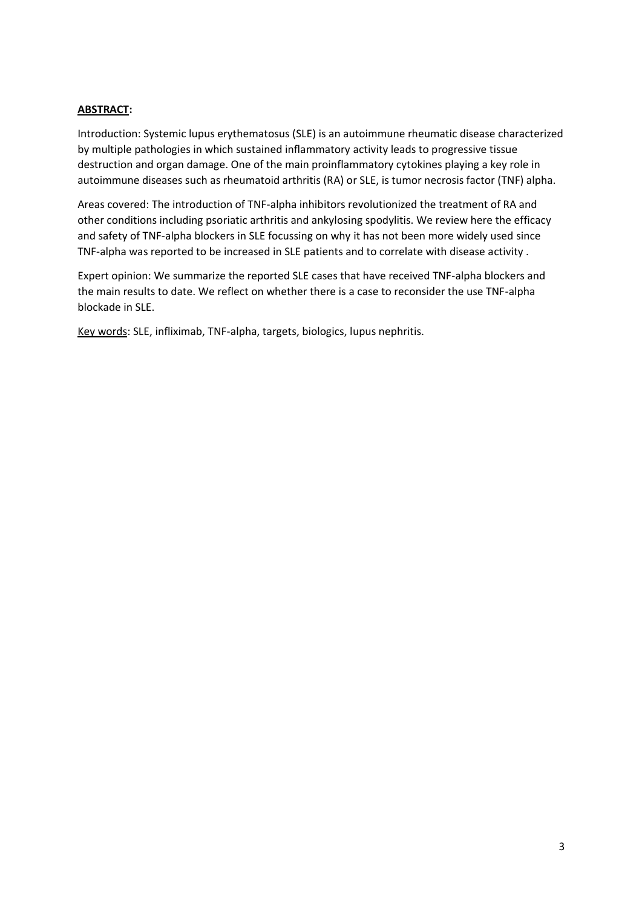**ABSTRACT:**

Introduction: Systemic lupus erythematosus (SLE) is an autoimmune rheumatic disease characterized by multiple pathologies in which sustained inflammatory activity leads to progressive tissue destruction and organ damage. One of the main proinflammatory cytokines playing a key role in autoimmune diseases such as rheumatoid arthritis (RA) or SLE, is tumor necrosis factor (TNF) alpha.

Areas covered: The introduction of TNF-alpha inhibitors revolutionized the treatment of RA and other conditions including psoriatic arthritis and ankylosing spodylitis. We review here the efficacy and safety of TNF-alpha blockers in SLE focussing on why it has not been more widely used since TNF-alpha was reported to be increased in SLE patients and to correlate with disease activity .

Expert opinion: We summarize the reported SLE cases that have received TNF-alpha blockers and the main results to date. We reflect on whether there is a case to reconsider the use TNF-alpha blockade in SLE.

Key words: SLE, infliximab, TNF-alpha, targets, biologics, lupus nephritis.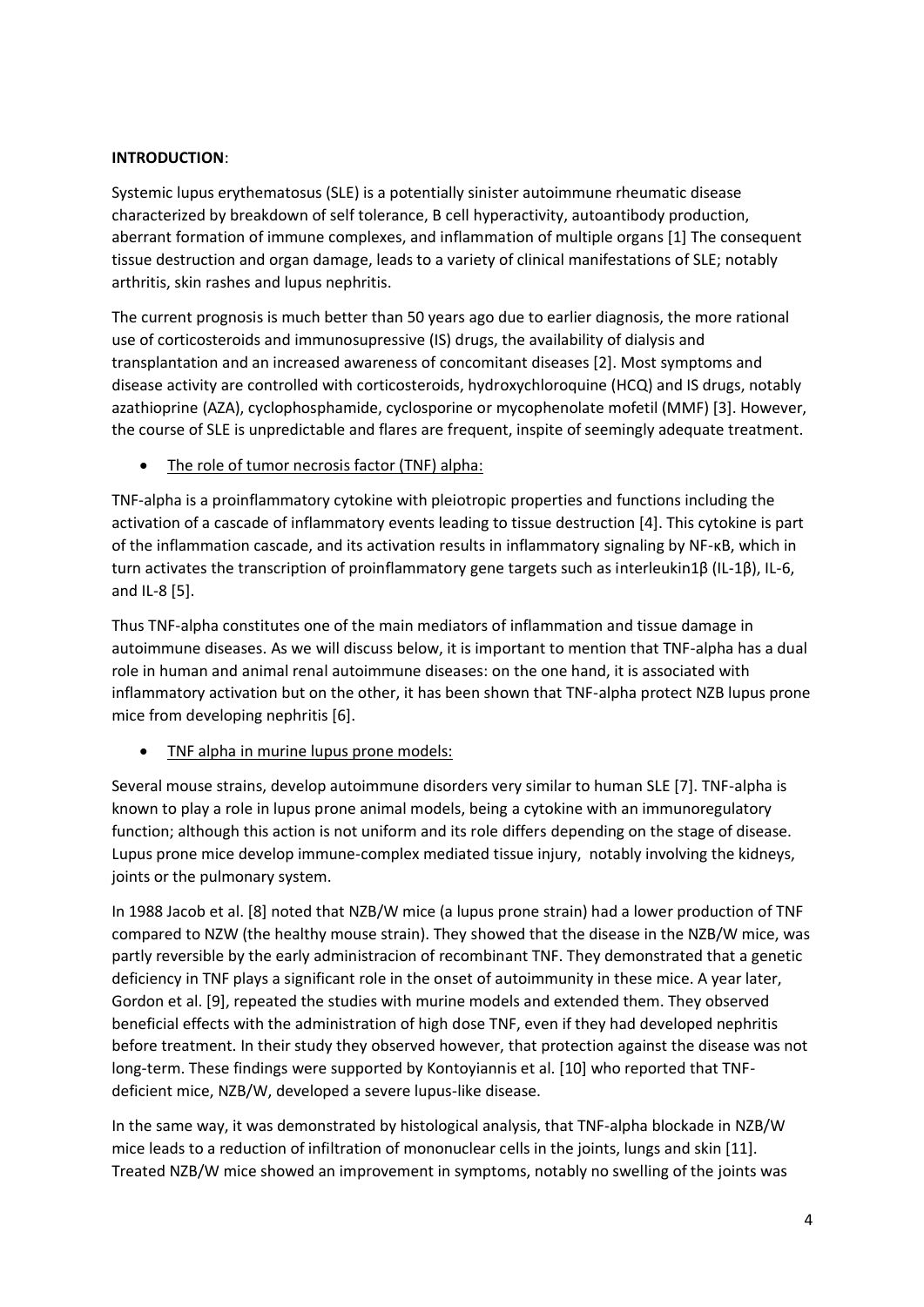**INTRODUCTION**:

Systemic lupus erythematosus (SLE) is a potentially sinister autoimmune rheumatic disease characterized by breakdown of self tolerance, B cell hyperactivity, autoantibody production, aberrant formation of immune complexes, and inflammation of multiple organs [1] The consequent tissue destruction and organ damage, leads to a variety of clinical manifestations of SLE; notably arthritis, skin rashes and lupus nephritis.

The current prognosis is much better than 50 years ago due to earlier diagnosis, the more rational use of corticosteroids and immunosupressive (IS) drugs, the availability of dialysis and transplantation and an increased awareness of concomitant diseases [2]. Most symptoms and disease activity are controlled with corticosteroids, hydroxychloroquine (HCQ) and IS drugs, notably azathioprine (AZA), cyclophosphamide, cyclosporine or mycophenolate mofetil (MMF) [3]. However, the course of SLE is unpredictable and flares are frequent, inspite of seemingly adequate treatment.

- The role of tumor necrosis factor (TNF) alpha:

TNF-alpha is a proinflammatory cytokine with pleiotropic properties and functions including the activation of a cascade of inflammatory events leading to tissue destruction [4]. This cytokine is part of the inflammation cascade, and its activation results in inflammatory signaling by NF-κB, which in turn activates the transcription of proinflammatory gene targets such as interleukin1β (IL-1β), IL-6, and IL-8 [5].

Thus TNF-alpha constitutes one of the main mediators of inflammation and tissue damage in autoimmune diseases. As we will discuss below, it is important to mention that TNF-alpha has a dual role in human and animal renal autoimmune diseases: on the one hand, it is associated with inflammatory activation but on the other, it has been shown that TNF-alpha protect NZB lupus prone mice from developing nephritis [6].

- TNF alpha in murine lupus prone models:

Several mouse strains, develop autoimmune disorders very similar to human SLE [7]. TNF-alpha is known to play a role in lupus prone animal models, being a cytokine with an immunoregulatory function; although this action is not uniform and its role differs depending on the stage of disease. Lupus prone mice develop immune-complex mediated tissue injury, notably involving the kidneys, joints or the pulmonary system.

In 1988 Jacob et al. [8] noted that NZB/W mice (a lupus prone strain) had a lower production of TNF compared to NZW (the healthy mouse strain). They showed that the disease in the NZB/W mice, was partly reversible by the early administracion of recombinant TNF. They demonstrated that a genetic deficiency in TNF plays a significant role in the onset of autoimmunity in these mice. A year later, Gordon et al. [9], repeated the studies with murine models and extended them. They observed beneficial effects with the administration of high dose TNF, even if they had developed nephritis before treatment. In their study they observed however, that protection against the disease was not long-term. These findings were supported by Kontoyiannis et al. [10] who reported that TNF-deficient mice, NZB/W, developed a severe lupus-like disease.

In the same way, it was demonstrated by histological analysis, that TNF-alpha blockade in NZB/W mice leads to a reduction of infiltration of mononuclear cells in the joints, lungs and skin [11]. Treated NZB/W mice showed an improvement in symptoms, notably no swelling of the joints was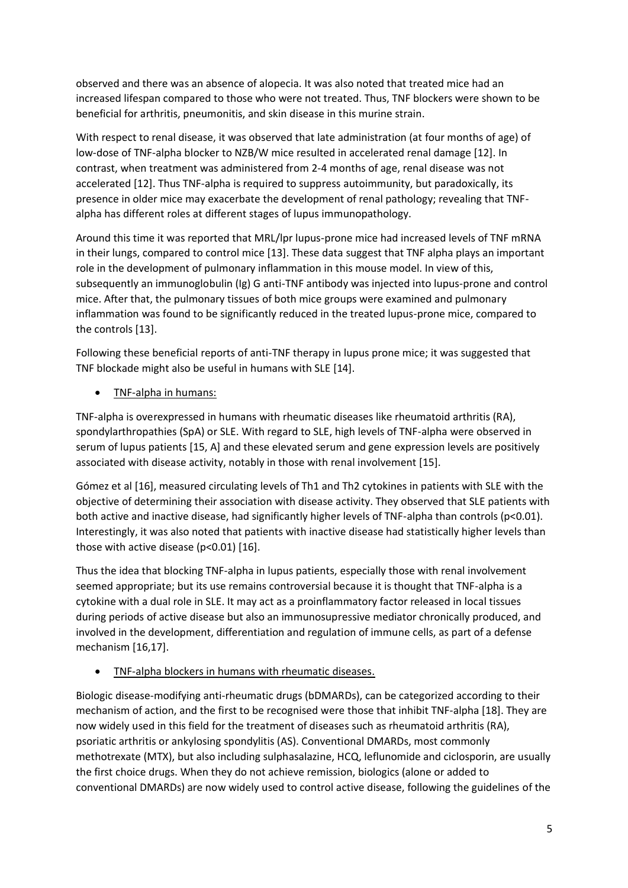observed and there was an absence of alopecia. It was also noted that treated mice had an increased lifespan compared to those who were not treated. Thus, TNF blockers were shown to be beneficial for arthritis, pneumonitis, and skin disease in this murine strain.

With respect to renal disease, it was observed that late administration (at four months of age) of low-dose of TNF-alpha blocker to NZB/W mice resulted in accelerated renal damage [12]. In contrast, when treatment was administered from 2-4 months of age, renal disease was not accelerated [12]. Thus TNF-alpha is required to suppress autoimmunity, but paradoxically, its presence in older mice may exacerbate the development of renal pathology; revealing that TNF-alpha has different roles at different stages of lupus immunopathology.

Around this time it was reported that MRL/lpr lupus-prone mice had increased levels of TNF mRNA in their lungs, compared to control mice [13]. These data suggest that TNF alpha plays an important role in the development of pulmonary inflammation in this mouse model. In view of this, subsequently an immunoglobulin (Ig) G anti-TNF antibody was injected into lupus-prone and control mice. After that, the pulmonary tissues of both mice groups were examined and pulmonary inflammation was found to be significantly reduced in the treated lupus-prone mice, compared to the controls [13].

Following these beneficial reports of anti-TNF therapy in lupus prone mice; it was suggested that TNF blockade might also be useful in humans with SLE [14].

- <u>TNF-alpha in humans:</u>

TNF-alpha is overexpressed in humans with rheumatic diseases like rheumatoid arthritis (RA), spondylarthropathies (SpA) or SLE. With regard to SLE, high levels of TNF-alpha were observed in serum of lupus patients [15, A] and these elevated serum and gene expression levels are positively associated with disease activity, notably in those with renal involvement [15].

Gómez et al [16], measured circulating levels of Th1 and Th2 cytokines in patients with SLE with the objective of determining their association with disease activity. They observed that SLE patients with both active and inactive disease, had significantly higher levels of TNF-alpha than controls ($p<0.01$). Interestingly, it was also noted that patients with inactive disease had statistically higher levels than those with active disease ($p<0.01$) [16].

Thus the idea that blocking TNF-alpha in lupus patients, especially those with renal involvement seemed appropriate; but its use remains controversial because it is thought that TNF-alpha is a cytokine with a dual role in SLE. It may act as a proinflammatory factor released in local tissues during periods of active disease but also an immunosupressive mediator chronically produced, and involved in the development, differentiation and regulation of immune cells, as part of a defense mechanism [16,17].

- <u>TNF-alpha blockers in humans with rheumatic diseases.</u>

Biologic disease-modifying anti-rheumatic drugs (bDMARDs), can be categorized according to their mechanism of action, and the first to be recognised were those that inhibit TNF-alpha [18]. They are now widely used in this field for the treatment of diseases such as rheumatoid arthritis (RA), psoriatic arthritis or ankylosing spondylitis (AS). Conventional DMARDs, most commonly methotrexate (MTX), but also including sulphasalazine, HCQ, leflunomide and ciclosporin, are usually the first choice drugs. When they do not achieve remission, biologics (alone or added to conventional DMARDs) are now widely used to control active disease, following the guidelines of the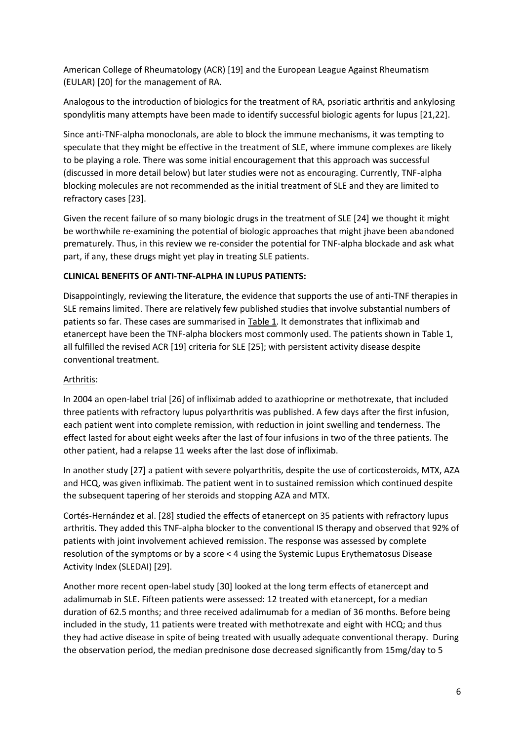American College of Rheumatology (ACR) [19] and the European League Against Rheumatism (EULAR) [20] for the management of RA.

Analogous to the introduction of biologics for the treatment of RA, psoriatic arthritis and ankylosing spondylitis many attempts have been made to identify successful biologic agents for lupus [21,22].

Since anti-TNF-alpha monoclonals, are able to block the immune mechanisms, it was tempting to speculate that they might be effective in the treatment of SLE, where immune complexes are likely to be playing a role. There was some initial encouragement that this approach was successful (discussed in more detail below) but later studies were not as encouraging. Currently, TNF-alpha blocking molecules are not recommended as the initial treatment of SLE and they are limited to refractory cases [23].

Given the recent failure of so many biologic drugs in the treatment of SLE [24] we thought it might be worthwhile re-examining the potential of biologic approaches that might jhave been abandoned prematurely. Thus, in this review we re-consider the potential for TNF-alpha blockade and ask what part, if any, these drugs might yet play in treating SLE patients.

**CLINICAL BENEFITS OF ANTI-TNF-ALPHA IN LUPUS PATIENTS:**

Disappointingly, reviewing the literature, the evidence that supports the use of anti-TNF therapies in SLE remains limited. There are relatively few published studies that involve substantial numbers of patients so far. These cases are summarised in Table 1. It demonstrates that infliximab and etanercept have been the TNF-alpha blockers most commonly used. The patients shown in Table 1, all fulfilled the revised ACR [19] criteria for SLE [25]; with persistent activity disease despite conventional treatment.

Arthritis:

In 2004 an open-label trial [26] of infliximab added to azathioprine or methotrexate, that included three patients with refractory lupus polyarthritis was published. A few days after the first infusion, each patient went into complete remission, with reduction in joint swelling and tenderness. The effect lasted for about eight weeks after the last of four infusions in two of the three patients. The other patient, had a relapse 11 weeks after the last dose of infliximab.

In another study [27] a patient with severe polyarthritis, despite the use of corticosteroids, MTX, AZA and HCQ, was given infliximab. The patient went in to sustained remission which continued despite the subsequent tapering of her steroids and stopping AZA and MTX.

Cortés-Hernández et al. [28] studied the effects of etanercept on 35 patients with refractory lupus arthritis. They added this TNF-alpha blocker to the conventional IS therapy and observed that 92% of patients with joint involvement achieved remission. The response was assessed by complete resolution of the symptoms or by a score < 4 using the Systemic Lupus Erythematosus Disease Activity Index (SLEDAI) [29].

Another more recent open-label study [30] looked at the long term effects of etanercept and adalimumab in SLE. Fifteen patients were assessed: 12 treated with etanercept, for a median duration of 62.5 months; and three received adalimumab for a median of 36 months. Before being included in the study, 11 patients were treated with methotrexate and eight with HCQ; and thus they had active disease in spite of being treated with usually adequate conventional therapy. During the observation period, the median prednisone dose decreased significantly from 15mg/day to 5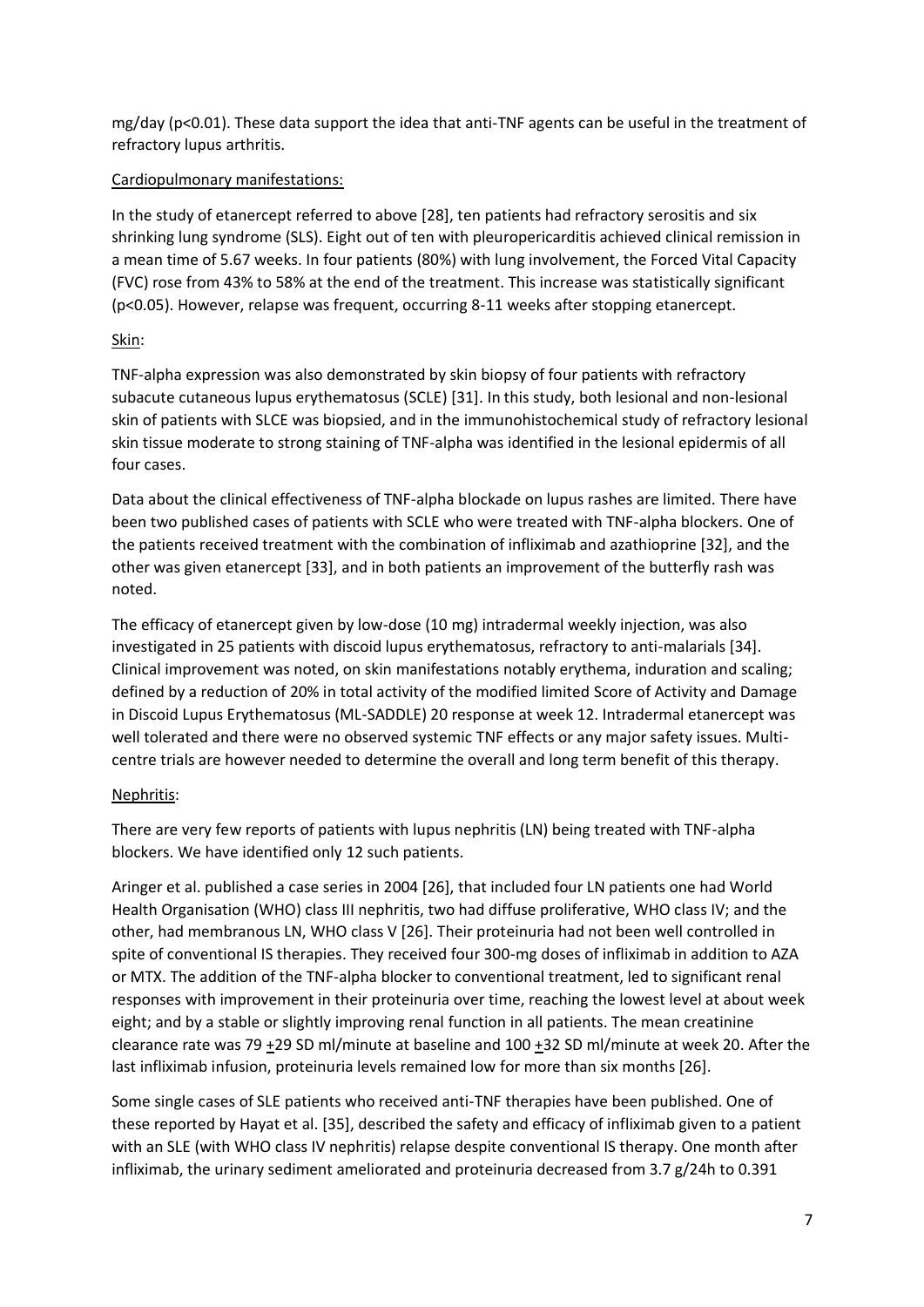mg/day ($p<0.01$). These data support the idea that anti-TNF agents can be useful in the treatment of refractory lupus arthritis.

Cardiopulmonary manifestations:

In the study of etanercept referred to above [28], ten patients had refractory serositis and six shrinking lung syndrome (SLS). Eight out of ten with pleuropericarditis achieved clinical remission in a mean time of 5.67 weeks. In four patients (80%) with lung involvement, the Forced Vital Capacity (FVC) rose from 43% to 58% at the end of the treatment. This increase was statistically significant ($p<0.05$). However, relapse was frequent, occurring 8-11 weeks after stopping etanercept.

Skin:

TNF-alpha expression was also demonstrated by skin biopsy of four patients with refractory subacute cutaneous lupus erythematosus (SCLE) [31]. In this study, both lesional and non-lesional skin of patients with SLCE was biopsied, and in the immunohistochemical study of refractory lesional skin tissue moderate to strong staining of TNF-alpha was identified in the lesional epidermis of all four cases.

Data about the clinical effectiveness of TNF-alpha blockade on lupus rashes are limited. There have been two published cases of patients with SCLE who were treated with TNF-alpha blockers. One of the patients received treatment with the combination of infliximab and azathioprine [32], and the other was given etanercept [33], and in both patients an improvement of the butterfly rash was noted.

The efficacy of etanercept given by low-dose (10 mg) intradermal weekly injection, was also investigated in 25 patients with discoid lupus erythematosus, refractory to anti-malarials [34]. Clinical improvement was noted, on skin manifestations notably erythema, induration and scaling; defined by a reduction of 20% in total activity of the modified limited Score of Activity and Damage in Discoid Lupus Erythematosus (ML-SADDLE) 20 response at week 12. Intradermal etanercept was well tolerated and there were no observed systemic TNF effects or any major safety issues. Multi-centre trials are however needed to determine the overall and long term benefit of this therapy.

Nephritis:

There are very few reports of patients with lupus nephritis (LN) being treated with TNF-alpha blockers. We have identified only 12 such patients.

Aringer et al. published a case series in 2004 [26], that included four LN patients one had World Health Organisation (WHO) class III nephritis, two had diffuse proliferative, WHO class IV; and the other, had membranous LN, WHO class V [26]. Their proteinuria had not been well controlled in spite of conventional IS therapies. They received four 300-mg doses of infliximab in addition to AZA or MTX. The addition of the TNF-alpha blocker to conventional treatment, led to significant renal responses with improvement in their proteinuria over time, reaching the lowest level at about week eight; and by a stable or slightly improving renal function in all patients. The mean creatinine clearance rate was 79 $\pm$29 SD ml/minute at baseline and 100 $\pm$32 SD ml/minute at week 20. After the last infliximab infusion, proteinuria levels remained low for more than six months [26].

Some single cases of SLE patients who received anti-TNF therapies have been published. One of these reported by Hayat et al. [35], described the safety and efficacy of infliximab given to a patient with an SLE (with WHO class IV nephritis) relapse despite conventional IS therapy. One month after infliximab, the urinary sediment ameliorated and proteinuria decreased from 3.7 g/24h to 0.391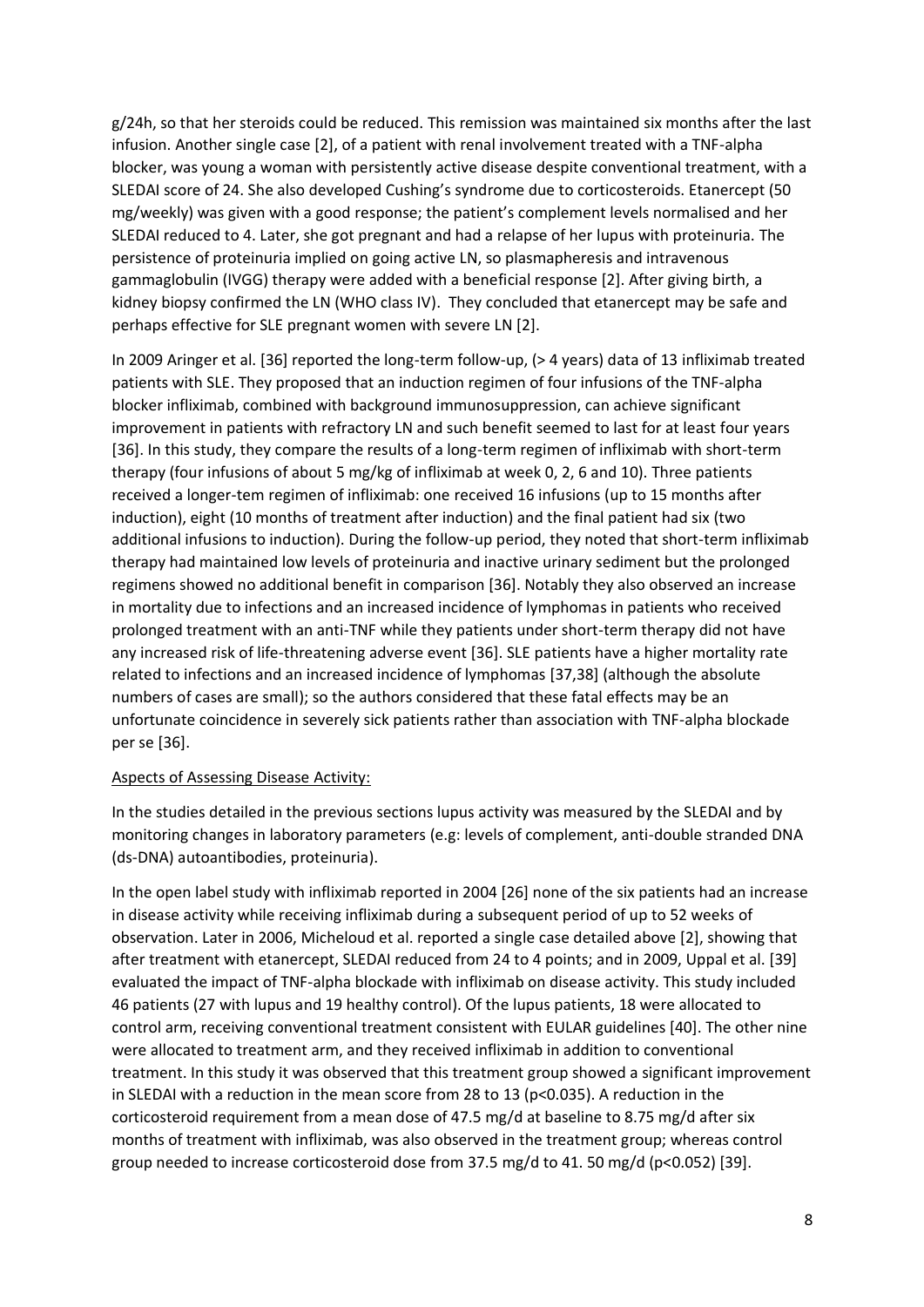g/24h, so that her steroids could be reduced. This remission was maintained six months after the last infusion. Another single case [2], of a patient with renal involvement treated with a TNF-alpha blocker, was young a woman with persistently active disease despite conventional treatment, with a SLEDAI score of 24. She also developed Cushing's syndrome due to corticosteroids. Etanercept (50 mg/weekly) was given with a good response; the patient's complement levels normalised and her SLEDAI reduced to 4. Later, she got pregnant and had a relapse of her lupus with proteinuria. The persistence of proteinuria implied on going active LN, so plasmapheresis and intravenous gammaglobulin (IVGG) therapy were added with a beneficial response [2]. After giving birth, a kidney biopsy confirmed the LN (WHO class IV). They concluded that etanercept may be safe and perhaps effective for SLE pregnant women with severe LN [2].

In 2009 Aringer et al. [36] reported the long-term follow-up, (> 4 years) data of 13 infliximab treated patients with SLE. They proposed that an induction regimen of four infusions of the TNF-alpha blocker infliximab, combined with background immunosuppression, can achieve significant improvement in patients with refractory LN and such benefit seemed to last for at least four years [36]. In this study, they compare the results of a long-term regimen of infliximab with short-term therapy (four infusions of about 5 mg/kg of infliximab at week 0, 2, 6 and 10). Three patients received a longer-tem regimen of infliximab: one received 16 infusions (up to 15 months after induction), eight (10 months of treatment after induction) and the final patient had six (two additional infusions to induction). During the follow-up period, they noted that short-term infliximab therapy had maintained low levels of proteinuria and inactive urinary sediment but the prolonged regimens showed no additional benefit in comparison [36]. Notably they also observed an increase in mortality due to infections and an increased incidence of lymphomas in patients who received prolonged treatment with an anti-TNF while they patients under short-term therapy did not have any increased risk of life-threatening adverse event [36]. SLE patients have a higher mortality rate related to infections and an increased incidence of lymphomas [37,38] (although the absolute numbers of cases are small); so the authors considered that these fatal effects may be an unfortunate coincidence in severely sick patients rather than association with TNF-alpha blockade per se [36].

<u>Aspects of Assessing Disease Activity:</u>

In the studies detailed in the previous sections lupus activity was measured by the SLEDAI and by monitoring changes in laboratory parameters (e.g: levels of complement, anti-double stranded DNA (ds-DNA) autoantibodies, proteinuria).

In the open label study with infliximab reported in 2004 [26] none of the six patients had an increase in disease activity while receiving infliximab during a subsequent period of up to 52 weeks of observation. Later in 2006, Micheloud et al. reported a single case detailed above [2], showing that after treatment with etanercept, SLEDAI reduced from 24 to 4 points; and in 2009, Uppal et al. [39] evaluated the impact of TNF-alpha blockade with infliximab on disease activity. This study included 46 patients (27 with lupus and 19 healthy control). Of the lupus patients, 18 were allocated to control arm, receiving conventional treatment consistent with EULAR guidelines [40]. The other nine were allocated to treatment arm, and they received infliximab in addition to conventional treatment. In this study it was observed that this treatment group showed a significant improvement in SLEDAI with a reduction in the mean score from 28 to 13 ($p<0.035$). A reduction in the corticosteroid requirement from a mean dose of 47.5 mg/d at baseline to 8.75 mg/d after six months of treatment with infliximab, was also observed in the treatment group; whereas control group needed to increase corticosteroid dose from 37.5 mg/d to 41. 50 mg/d ($p<0.052$) [39].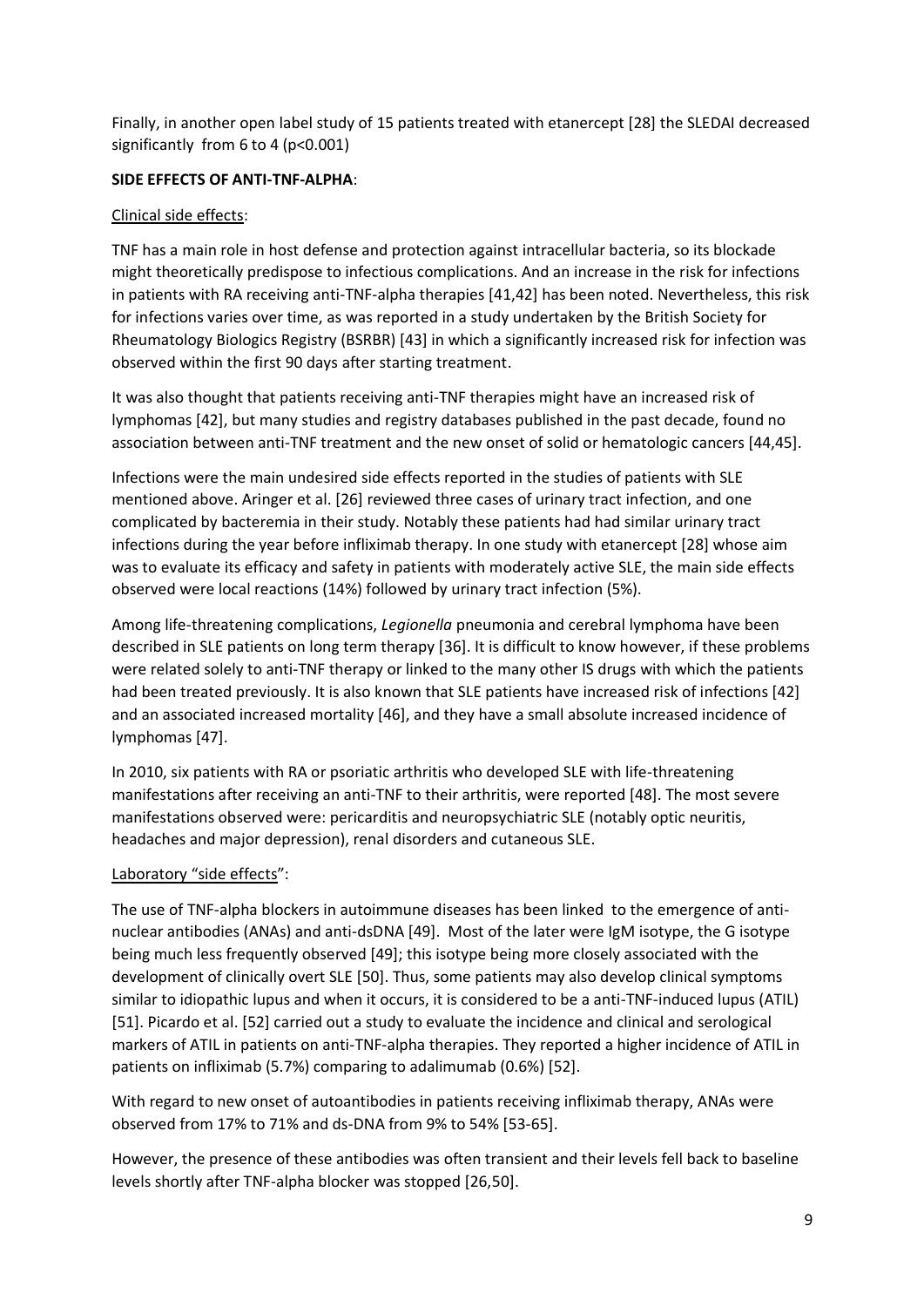Finally, in another open label study of 15 patients treated with etanercept [28] the SLEDAI decreased significantly from 6 to 4 ($p<0.001$)

**SIDE EFFECTS OF ANTI-TNF-ALPHA**:

Clinical side effects:

TNF has a main role in host defense and protection against intracellular bacteria, so its blockade might theoretically predispose to infectious complications. And an increase in the risk for infections in patients with RA receiving anti-TNF-alpha therapies [41,42] has been noted. Nevertheless, this risk for infections varies over time, as was reported in a study undertaken by the British Society for Rheumatology Biologics Registry (BSRBR) [43] in which a significantly increased risk for infection was observed within the first 90 days after starting treatment.

It was also thought that patients receiving anti-TNF therapies might have an increased risk of lymphomas [42], but many studies and registry databases published in the past decade, found no association between anti-TNF treatment and the new onset of solid or hematologic cancers [44,45].

Infections were the main undesired side effects reported in the studies of patients with SLE mentioned above. Aringer et al. [26] reviewed three cases of urinary tract infection, and one complicated by bacteremia in their study. Notably these patients had had similar urinary tract infections during the year before infliximab therapy. In one study with etanercept [28] whose aim was to evaluate its efficacy and safety in patients with moderately active SLE, the main side effects observed were local reactions (14%) followed by urinary tract infection (5%).

Among life-threatening complications, *Legionella* pneumonia and cerebral lymphoma have been described in SLE patients on long term therapy [36]. It is difficult to know however, if these problems were related solely to anti-TNF therapy or linked to the many other IS drugs with which the patients had been treated previously. It is also known that SLE patients have increased risk of infections [42] and an associated increased mortality [46], and they have a small absolute increased incidence of lymphomas [47].

In 2010, six patients with RA or psoriatic arthritis who developed SLE with life-threatening manifestations after receiving an anti-TNF to their arthritis, were reported [48]. The most severe manifestations observed were: pericarditis and neuropsychiatric SLE (notably optic neuritis, headaches and major depression), renal disorders and cutaneous SLE.

Laboratory "side effects":

The use of TNF-alpha blockers in autoimmune diseases has been linked to the emergence of anti-nuclear antibodies (ANAs) and anti-dsDNA [49]. Most of the later were IgM isotype, the G isotype being much less frequently observed [49]; this isotype being more closely associated with the development of clinically overt SLE [50]. Thus, some patients may also develop clinical symptoms similar to idiopathic lupus and when it occurs, it is considered to be a anti-TNF-induced lupus (ATIL) [51]. Picardo et al. [52] carried out a study to evaluate the incidence and clinical and serological markers of ATIL in patients on anti-TNF-alpha therapies. They reported a higher incidence of ATIL in patients on infliximab (5.7%) comparing to adalimumab (0.6%) [52].

With regard to new onset of autoantibodies in patients receiving infliximab therapy, ANAs were observed from 17% to 71% and ds-DNA from 9% to 54% [53-65].

However, the presence of these antibodies was often transient and their levels fell back to baseline levels shortly after TNF-alpha blocker was stopped [26,50].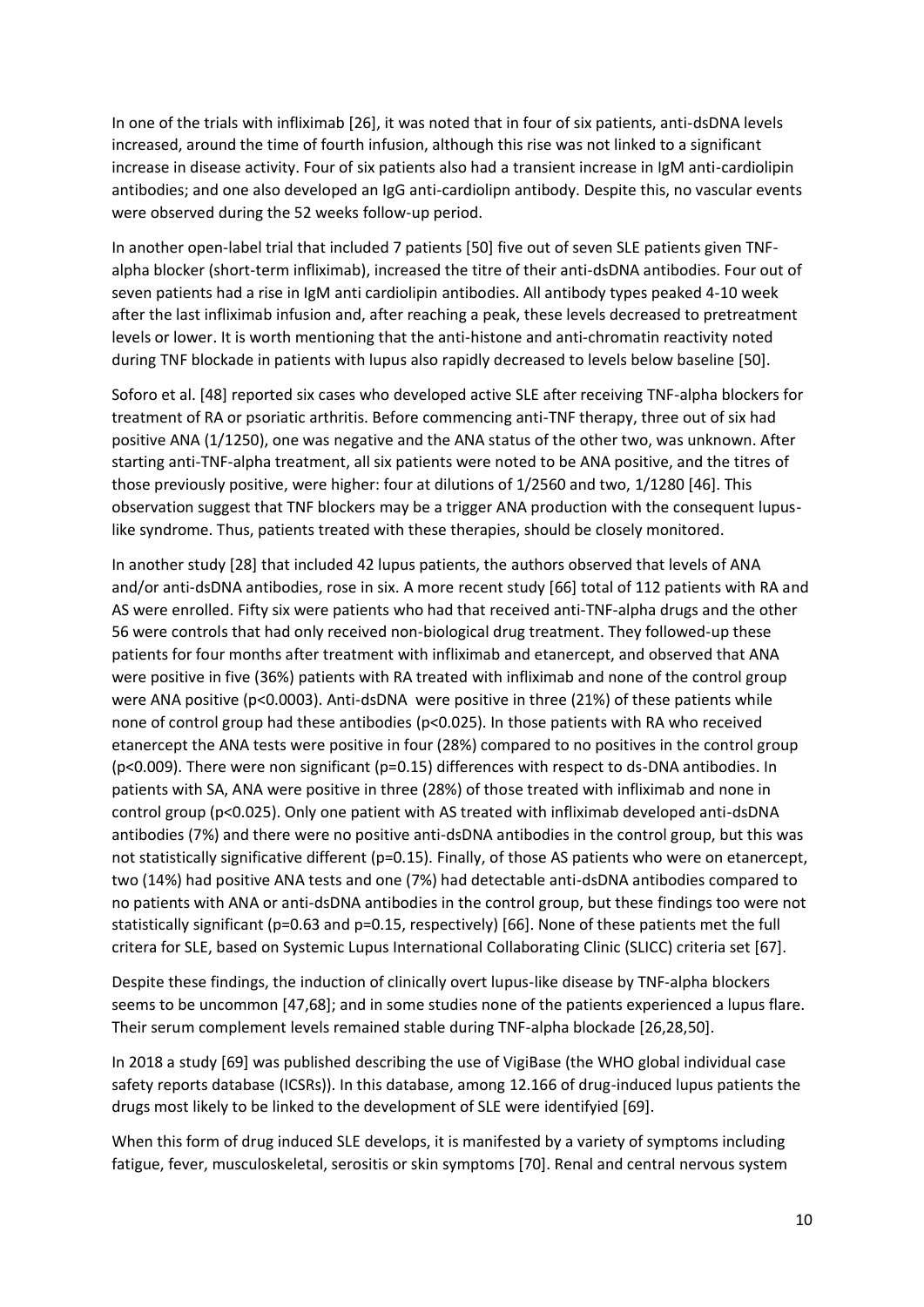In one of the trials with infliximab [26], it was noted that in four of six patients, anti-dsDNA levels increased, around the time of fourth infusion, although this rise was not linked to a significant increase in disease activity. Four of six patients also had a transient increase in IgM anti-cardiolipin antibodies; and one also developed an IgG anti-cardiolipn antibody. Despite this, no vascular events were observed during the 52 weeks follow-up period.

In another open-label trial that included 7 patients [50] five out of seven SLE patients given TNF-alpha blocker (short-term infliximab), increased the titre of their anti-dsDNA antibodies. Four out of seven patients had a rise in IgM anti cardiolipin antibodies. All antibody types peaked 4-10 week after the last infliximab infusion and, after reaching a peak, these levels decreased to pretreatment levels or lower. It is worth mentioning that the anti-histone and anti-chromatin reactivity noted during TNF blockade in patients with lupus also rapidly decreased to levels below baseline [50].

Soforo et al. [48] reported six cases who developed active SLE after receiving TNF-alpha blockers for treatment of RA or psoriatic arthritis. Before commencing anti-TNF therapy, three out of six had positive ANA (1/1250), one was negative and the ANA status of the other two, was unknown. After starting anti-TNF-alpha treatment, all six patients were noted to be ANA positive, and the titres of those previously positive, were higher: four at dilutions of 1/2560 and two, 1/1280 [46]. This observation suggest that TNF blockers may be a trigger ANA production with the consequent lupus-like syndrome. Thus, patients treated with these therapies, should be closely monitored.

In another study [28] that included 42 lupus patients, the authors observed that levels of ANA and/or anti-dsDNA antibodies, rose in six. A more recent study [66] total of 112 patients with RA and AS were enrolled. Fifty six were patients who had that received anti-TNF-alpha drugs and the other 56 were controls that had only received non-biological drug treatment. They followed-up these patients for four months after treatment with infliximab and etanercept, and observed that ANA were positive in five (36%) patients with RA treated with infliximab and none of the control group were ANA positive ($p<0.0003$). Anti-dsDNA were positive in three (21%) of these patients while none of control group had these antibodies ($p<0.025$). In those patients with RA who received etanercept the ANA tests were positive in four (28%) compared to no positives in the control group ($p<0.009$). There were non significant ($p=0.15$) differences with respect to ds-DNA antibodies. In patients with SA, ANA were positive in three (28%) of those treated with infliximab and none in control group ($p<0.025$). Only one patient with AS treated with infliximab developed anti-dsDNA antibodies (7%) and there were no positive anti-dsDNA antibodies in the control group, but this was not statistically significative different ($p=0.15$). Finally, of those AS patients who were on etanercept, two (14%) had positive ANA tests and one (7%) had detectable anti-dsDNA antibodies compared to no patients with ANA or anti-dsDNA antibodies in the control group, but these findings too were not statistically significant ($p=0.63$ and $p=0.15$, respectively) [66]. None of these patients met the full critera for SLE, based on Systemic Lupus International Collaborating Clinic (SLICC) criteria set [67].

Despite these findings, the induction of clinically overt lupus-like disease by TNF-alpha blockers seems to be uncommon [47,68]; and in some studies none of the patients experienced a lupus flare. Their serum complement levels remained stable during TNF-alpha blockade [26,28,50].

In 2018 a study [69] was published describing the use of VigiBase (the WHO global individual case safety reports database (ICSRs)). In this database, among 12.166 of drug-induced lupus patients the drugs most likely to be linked to the development of SLE were identifyied [69].

When this form of drug induced SLE develops, it is manifested by a variety of symptoms including fatigue, fever, musculoskeletal, serositis or skin symptoms [70]. Renal and central nervous system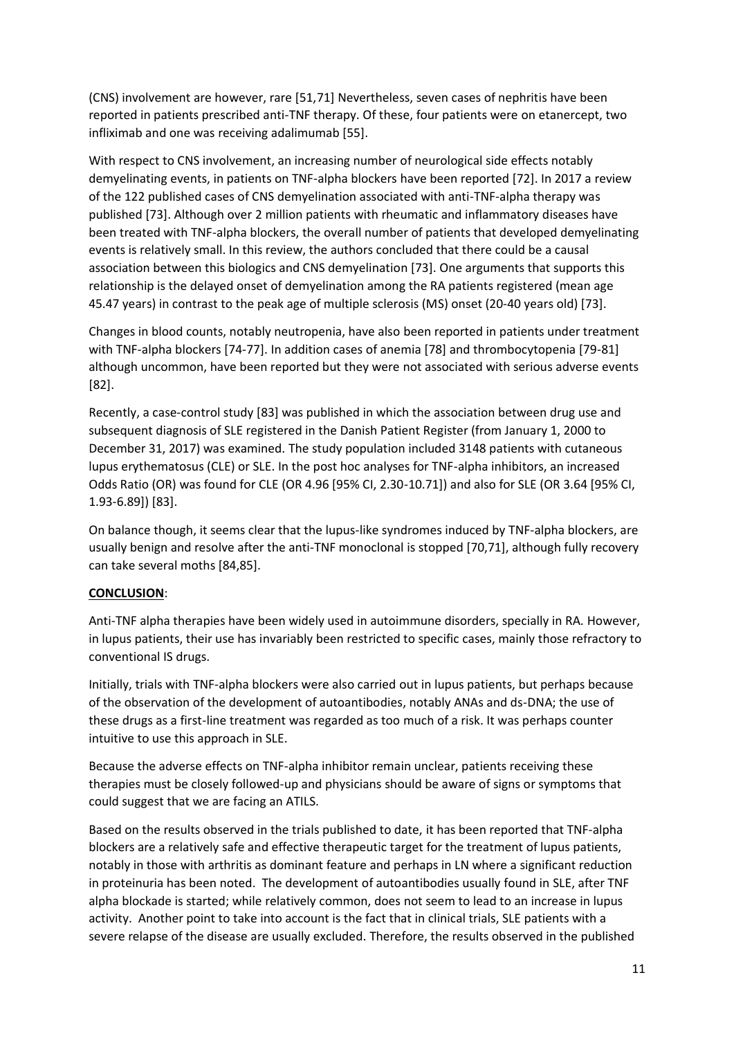(CNS) involvement are however, rare [51,71] Nevertheless, seven cases of nephritis have been reported in patients prescribed anti-TNF therapy. Of these, four patients were on etanercept, two infliximab and one was receiving adalimumab [55].

With respect to CNS involvement, an increasing number of neurological side effects notably demyelinating events, in patients on TNF-alpha blockers have been reported [72]. In 2017 a review of the 122 published cases of CNS demyelination associated with anti-TNF-alpha therapy was published [73]. Although over 2 million patients with rheumatic and inflammatory diseases have been treated with TNF-alpha blockers, the overall number of patients that developed demyelinating events is relatively small. In this review, the authors concluded that there could be a causal association between this biologics and CNS demyelination [73]. One arguments that supports this relationship is the delayed onset of demyelination among the RA patients registered (mean age 45.47 years) in contrast to the peak age of multiple sclerosis (MS) onset (20-40 years old) [73].

Changes in blood counts, notably neutropenia, have also been reported in patients under treatment with TNF-alpha blockers [74-77]. In addition cases of anemia [78] and thrombocytopenia [79-81] although uncommon, have been reported but they were not associated with serious adverse events [82].

Recently, a case-control study [83] was published in which the association between drug use and subsequent diagnosis of SLE registered in the Danish Patient Register (from January 1, 2000 to December 31, 2017) was examined. The study population included 3148 patients with cutaneous lupus erythematosus (CLE) or SLE. In the post hoc analyses for TNF-alpha inhibitors, an increased Odds Ratio (OR) was found for CLE (OR 4.96 [95% CI, 2.30-10.71]) and also for SLE (OR 3.64 [95% CI, 1.93-6.89]) [83].

On balance though, it seems clear that the lupus-like syndromes induced by TNF-alpha blockers, are usually benign and resolve after the anti-TNF monoclonal is stopped [70,71], although fully recovery can take several moths [84,85].

## **CONCLUSION**:

Anti-TNF alpha therapies have been widely used in autoimmune disorders, specially in RA. However, in lupus patients, their use has invariably been restricted to specific cases, mainly those refractory to conventional IS drugs.

Initially, trials with TNF-alpha blockers were also carried out in lupus patients, but perhaps because of the observation of the development of autoantibodies, notably ANAs and ds-DNA; the use of these drugs as a first-line treatment was regarded as too much of a risk. It was perhaps counter intuitive to use this approach in SLE.

Because the adverse effects on TNF-alpha inhibitor remain unclear, patients receiving these therapies must be closely followed-up and physicians should be aware of signs or symptoms that could suggest that we are facing an ATILS.

Based on the results observed in the trials published to date, it has been reported that TNF-alpha blockers are a relatively safe and effective therapeutic target for the treatment of lupus patients, notably in those with arthritis as dominant feature and perhaps in LN where a significant reduction in proteinuria has been noted. The development of autoantibodies usually found in SLE, after TNF alpha blockade is started; while relatively common, does not seem to lead to an increase in lupus activity. Another point to take into account is the fact that in clinical trials, SLE patients with a severe relapse of the disease are usually excluded. Therefore, the results observed in the published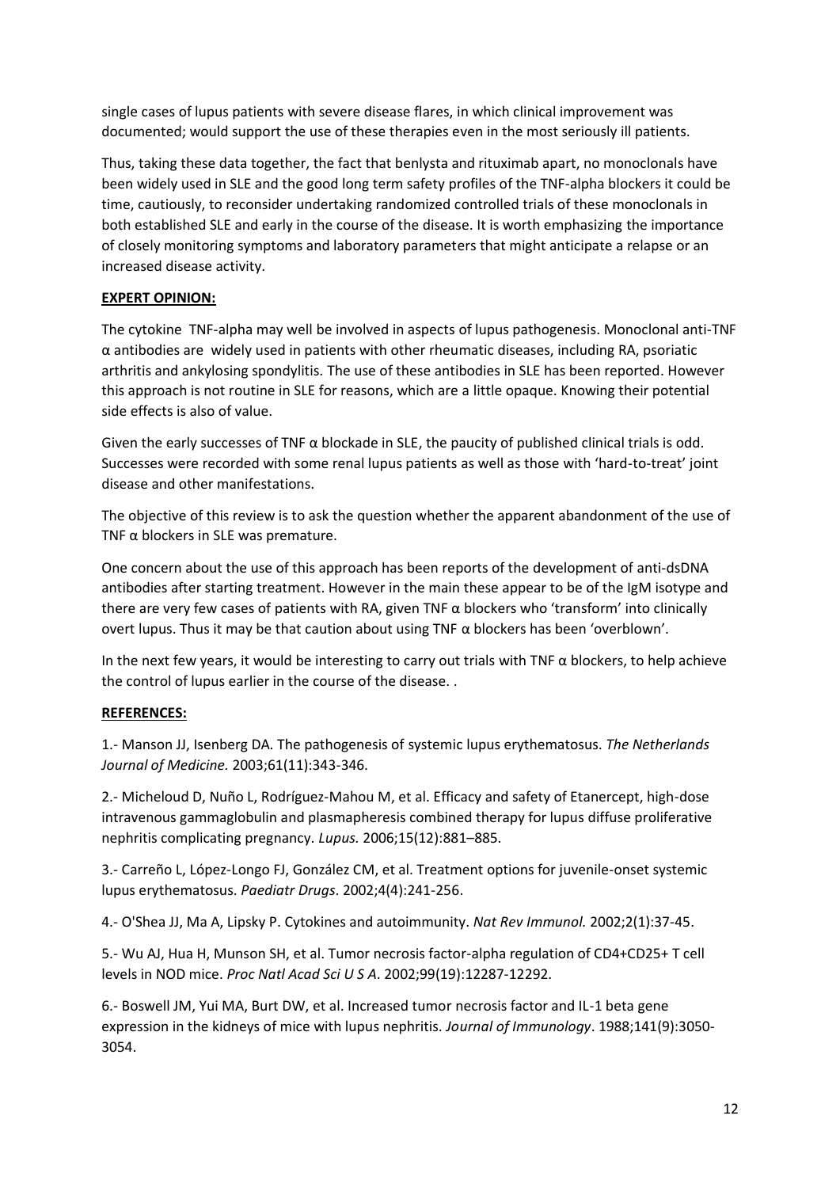single cases of lupus patients with severe disease flares, in which clinical improvement was documented; would support the use of these therapies even in the most seriously ill patients.

Thus, taking these data together, the fact that benlysta and rituximab apart, no monoclonals have been widely used in SLE and the good long term safety profiles of the TNF-alpha blockers it could be time, cautiously, to reconsider undertaking randomized controlled trials of these monoclonals in both established SLE and early in the course of the disease. It is worth emphasizing the importance of closely monitoring symptoms and laboratory parameters that might anticipate a relapse or an increased disease activity.

## EXPERT OPINION:

The cytokine TNF-alpha may well be involved in aspects of lupus pathogenesis. Monoclonal anti-TNF α antibodies are widely used in patients with other rheumatic diseases, including RA, psoriatic arthritis and ankylosing spondylitis. The use of these antibodies in SLE has been reported. However this approach is not routine in SLE for reasons, which are a little opaque. Knowing their potential side effects is also of value.

Given the early successes of TNF α blockade in SLE, the paucity of published clinical trials is odd. Successes were recorded with some renal lupus patients as well as those with 'hard-to-treat' joint disease and other manifestations.

The objective of this review is to ask the question whether the apparent abandonment of the use of TNF α blockers in SLE was premature.

One concern about the use of this approach has been reports of the development of anti-dsDNA antibodies after starting treatment. However in the main these appear to be of the IgM isotype and there are very few cases of patients with RA, given TNF α blockers who 'transform' into clinically overt lupus. Thus it may be that caution about using TNF α blockers has been 'overblown'.

In the next few years, it would be interesting to carry out trials with TNF α blockers, to help achieve the control of lupus earlier in the course of the disease. .

## REFERENCES:

1.- Manson JJ, Isenberg DA. The pathogenesis of systemic lupus erythematosus. *The Netherlands Journal of Medicine.* 2003;61(11):343-346.

2.- Micheloud D, Nuño L, Rodríguez-Mahou M, et al. Efficacy and safety of Etanercept, high-dose intravenous gammaglobulin and plasmapheresis combined therapy for lupus diffuse proliferative nephritis complicating pregnancy. *Lupus.* 2006;15(12):881–885.

3.- Carreño L, López-Longo FJ, González CM, et al. Treatment options for juvenile-onset systemic lupus erythematosus. *Paediatr Drugs*. 2002;4(4):241-256.

4.- O'Shea JJ, Ma A, Lipsky P. Cytokines and autoimmunity. *Nat Rev Immunol.* 2002;2(1):37-45.

5.- Wu AJ, Hua H, Munson SH, et al. Tumor necrosis factor-alpha regulation of CD4+CD25+ T cell levels in NOD mice. *Proc Natl Acad Sci U S A*. 2002;99(19):12287-12292.

6.- Boswell JM, Yui MA, Burt DW, et al. Increased tumor necrosis factor and IL-1 beta gene expression in the kidneys of mice with lupus nephritis. *Journal of Immunology*. 1988;141(9):3050-3054.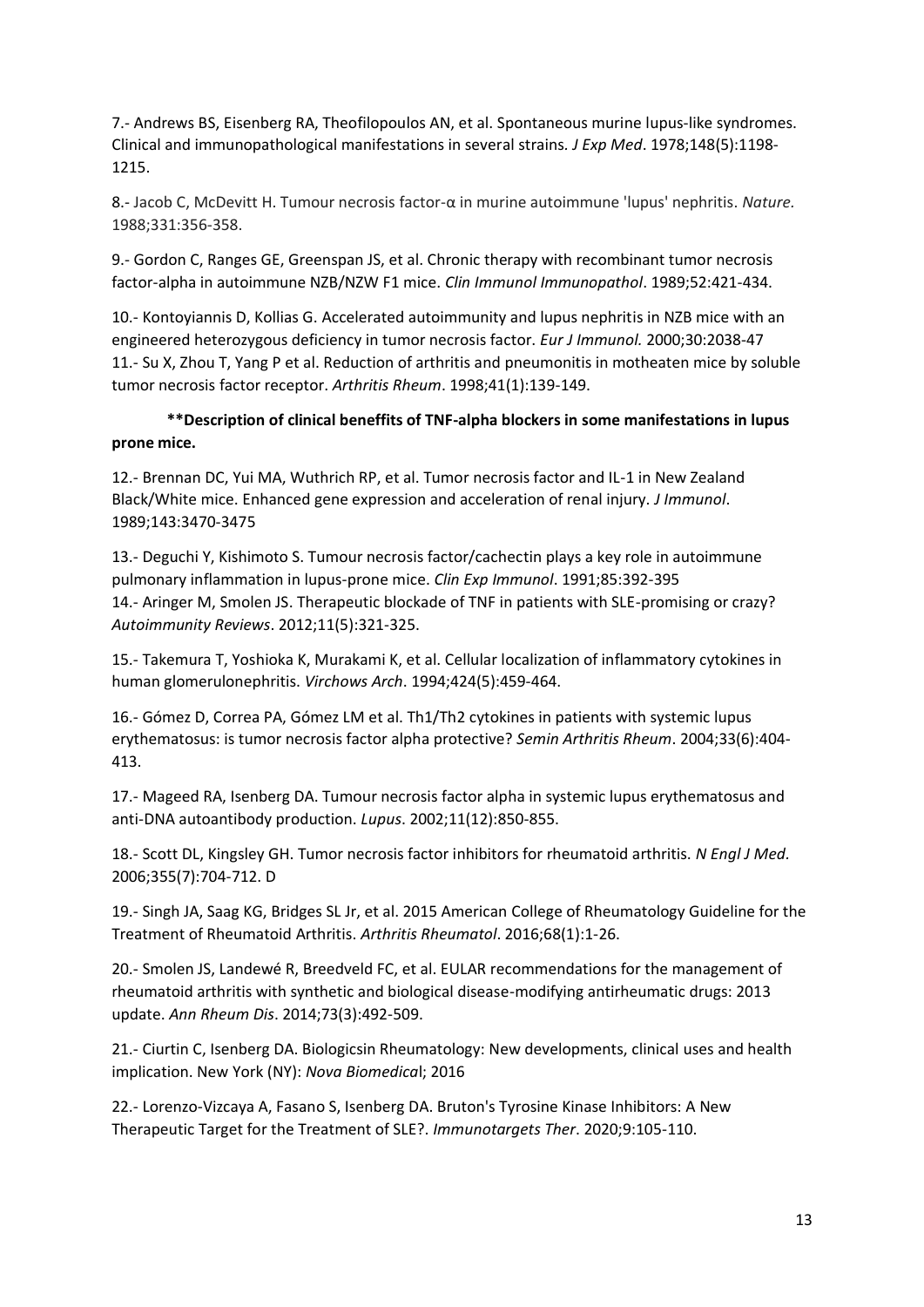7.- Andrews BS, Eisenberg RA, Theofilopoulos AN, et al. Spontaneous murine lupus-like syndromes. Clinical and immunopathological manifestations in several strains. *J Exp Med*. 1978;148(5):1198-1215.

8.- Jacob C, McDevitt H. Tumour necrosis factor-α in murine autoimmune 'lupus' nephritis. *Nature.* 1988;331:356-358.

9.- Gordon C, Ranges GE, Greenspan JS, et al. Chronic therapy with recombinant tumor necrosis factor-alpha in autoimmune NZB/NZW F1 mice. *Clin Immunol Immunopathol*. 1989;52:421-434.

10.- Kontoyiannis D, Kollias G. Accelerated autoimmunity and lupus nephritis in NZB mice with an engineered heterozygous deficiency in tumor necrosis factor. *Eur J Immunol.* 2000;30:2038-47

11.- Su X, Zhou T, Yang P et al. Reduction of arthritis and pneumonitis in motheaten mice by soluble tumor necrosis factor receptor. *Arthritis Rheum*. 1998;41(1):139-149.

**\*\*Description of clinical beneffits of TNF-alpha blockers in some manifestations in lupus prone mice.**

12.- Brennan DC, Yui MA, Wuthrich RP, et al. Tumor necrosis factor and IL-1 in New Zealand Black/White mice. Enhanced gene expression and acceleration of renal injury. *J Immunol*. 1989;143:3470-3475

13.- Deguchi Y, Kishimoto S. Tumour necrosis factor/cachectin plays a key role in autoimmune pulmonary inflammation in lupus-prone mice. *Clin Exp Immunol*. 1991;85:392-395

14.- Aringer M, Smolen JS. Therapeutic blockade of TNF in patients with SLE-promising or crazy? *Autoimmunity Reviews*. 2012;11(5):321-325.

15.- Takemura T, Yoshioka K, Murakami K, et al. Cellular localization of inflammatory cytokines in human glomerulonephritis. *Virchows Arch*. 1994;424(5):459-464.

16.- Gómez D, Correa PA, Gómez LM et al. Th1/Th2 cytokines in patients with systemic lupus erythematosus: is tumor necrosis factor alpha protective? *Semin Arthritis Rheum*. 2004;33(6):404-413.

17.- Mageed RA, Isenberg DA. Tumour necrosis factor alpha in systemic lupus erythematosus and anti-DNA autoantibody production. *Lupus*. 2002;11(12):850-855.

18.- Scott DL, Kingsley GH. Tumor necrosis factor inhibitors for rheumatoid arthritis. *N Engl J Med.* 2006;355(7):704-712. D

19.- Singh JA, Saag KG, Bridges SL Jr, et al. 2015 American College of Rheumatology Guideline for the Treatment of Rheumatoid Arthritis. *Arthritis Rheumatol*. 2016;68(1):1-26.

20.- Smolen JS, Landewé R, Breedveld FC, et al. EULAR recommendations for the management of rheumatoid arthritis with synthetic and biological disease-modifying antirheumatic drugs: 2013 update. *Ann Rheum Dis*. 2014;73(3):492-509.

21.- Ciurtin C, Isenberg DA. Biologicsin Rheumatology: New developments, clinical uses and health implication. New York (NY): *Nova Biomedica*l; 2016

22.- Lorenzo-Vizcaya A, Fasano S, Isenberg DA. Bruton's Tyrosine Kinase Inhibitors: A New Therapeutic Target for the Treatment of SLE?. *Immunotargets Ther*. 2020;9:105-110.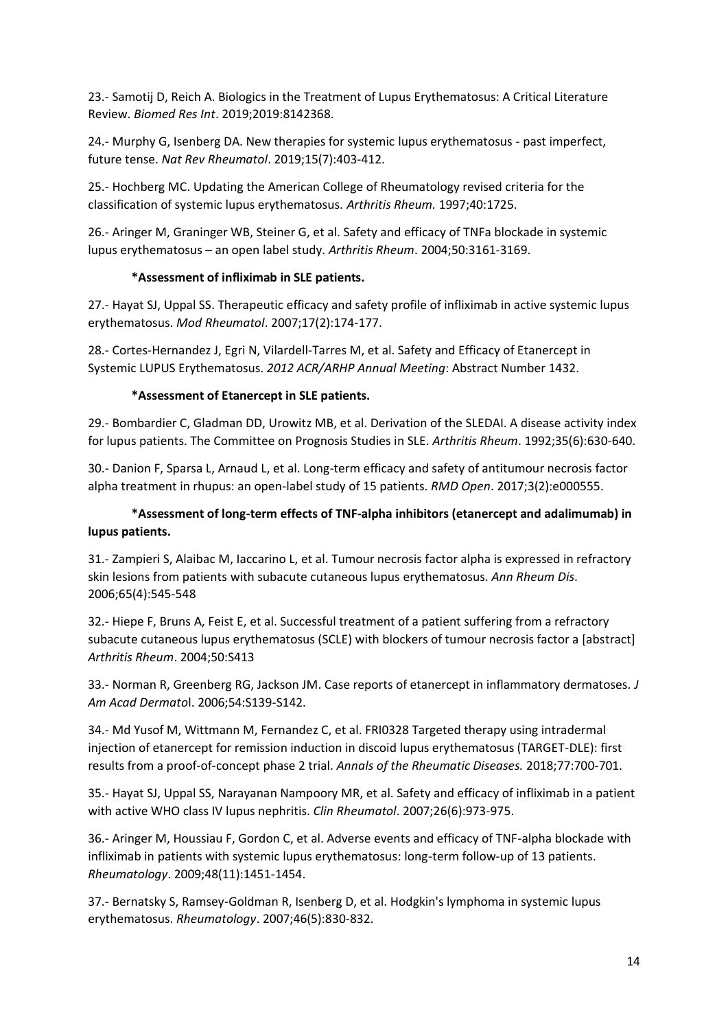23.- Samotij D, Reich A. Biologics in the Treatment of Lupus Erythematosus: A Critical Literature Review. *Biomed Res Int*. 2019;2019:8142368.

24.- Murphy G, Isenberg DA. New therapies for systemic lupus erythematosus - past imperfect, future tense. *Nat Rev Rheumatol*. 2019;15(7):403-412.

25.- Hochberg MC. Updating the American College of Rheumatology revised criteria for the classification of systemic lupus erythematosus. *Arthritis Rheum.* 1997;40:1725.

26.- Aringer M, Graninger WB, Steiner G, et al. Safety and efficacy of TNFa blockade in systemic lupus erythematosus – an open label study. *Arthritis Rheum*. 2004;50:3161-3169.

**\*Assessment of infliximab in SLE patients.**

27.- Hayat SJ, Uppal SS. Therapeutic efficacy and safety profile of infliximab in active systemic lupus erythematosus. *Mod Rheumatol*. 2007;17(2):174-177.

28.- Cortes-Hernandez J, Egri N, Vilardell-Tarres M, et al. Safety and Efficacy of Etanercept in Systemic LUPUS Erythematosus. *2012 ACR/ARHP Annual Meeting*: Abstract Number 1432.

**\*Assessment of Etanercept in SLE patients.**

29.- Bombardier C, Gladman DD, Urowitz MB, et al. Derivation of the SLEDAI. A disease activity index for lupus patients. The Committee on Prognosis Studies in SLE. *Arthritis Rheum*. 1992;35(6):630-640.

30.- Danion F, Sparsa L, Arnaud L, et al. Long-term efficacy and safety of antitumour necrosis factor alpha treatment in rhupus: an open-label study of 15 patients. *RMD Open*. 2017;3(2):e000555.

**\*Assessment of long-term effects of TNF-alpha inhibitors (etanercept and adalimumab) in lupus patients.**

31.- Zampieri S, Alaibac M, Iaccarino L, et al. Tumour necrosis factor alpha is expressed in refractory skin lesions from patients with subacute cutaneous lupus erythematosus. *Ann Rheum Dis*. 2006;65(4):545-548

32.- Hiepe F, Bruns A, Feist E, et al. Successful treatment of a patient suffering from a refractory subacute cutaneous lupus erythematosus (SCLE) with blockers of tumour necrosis factor a [abstract] *Arthritis Rheum*. 2004;50:S413

33.- Norman R, Greenberg RG, Jackson JM. Case reports of etanercept in inflammatory dermatoses. *J Am Acad Dermatol*. 2006;54:S139-S142.

34.- Md Yusof M, Wittmann M, Fernandez C, et al. FRI0328 Targeted therapy using intradermal injection of etanercept for remission induction in discoid lupus erythematosus (TARGET-DLE): first results from a proof-of-concept phase 2 trial. *Annals of the Rheumatic Diseases.* 2018;77:700-701.

35.- Hayat SJ, Uppal SS, Narayanan Nampoory MR, et al. Safety and efficacy of infliximab in a patient with active WHO class IV lupus nephritis. *Clin Rheumatol*. 2007;26(6):973-975.

36.- Aringer M, Houssiau F, Gordon C, et al. Adverse events and efficacy of TNF-alpha blockade with infliximab in patients with systemic lupus erythematosus: long-term follow-up of 13 patients. *Rheumatology*. 2009;48(11):1451-1454.

37.- Bernatsky S, Ramsey-Goldman R, Isenberg D, et al. Hodgkin's lymphoma in systemic lupus erythematosus. *Rheumatology*. 2007;46(5):830-832.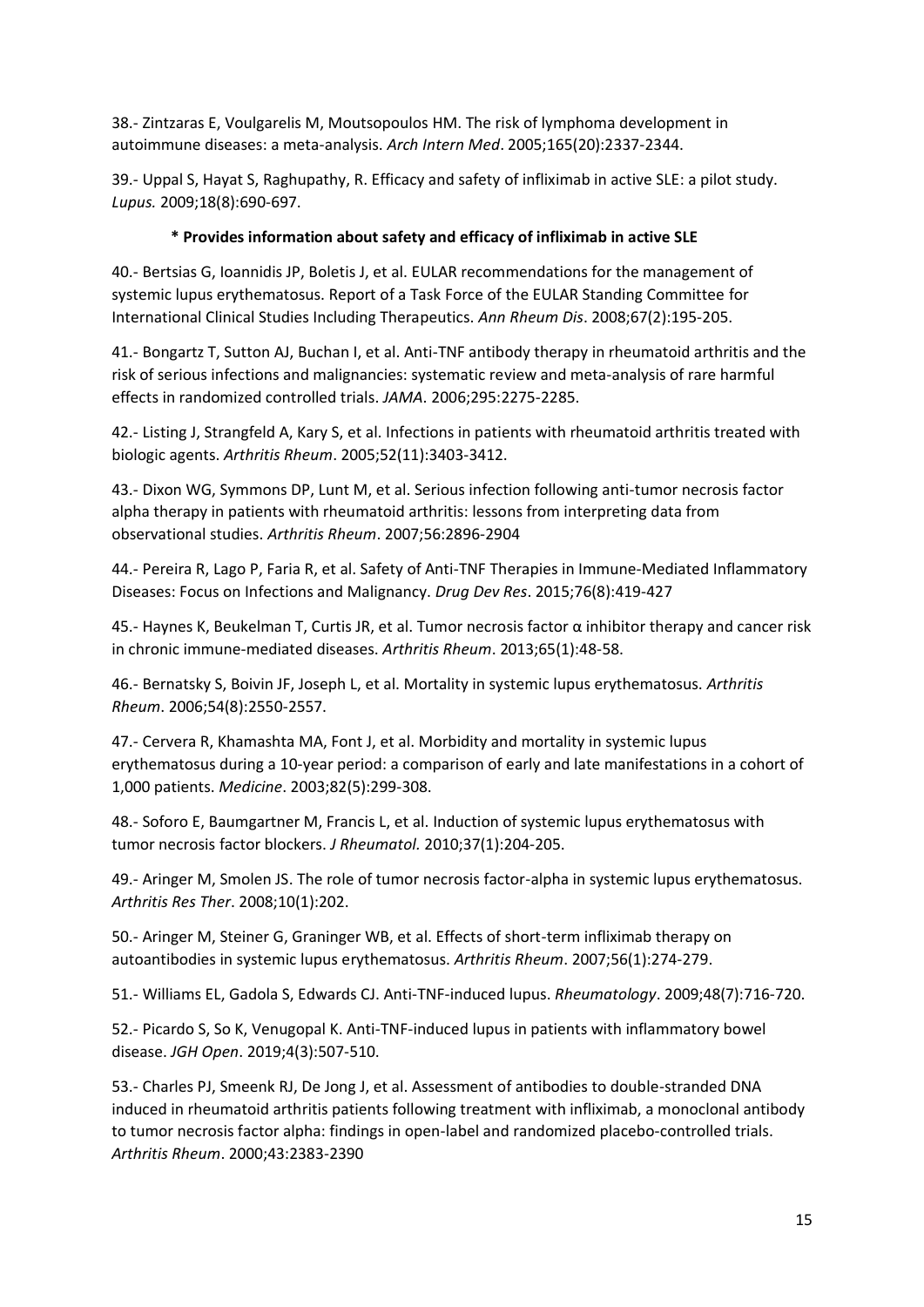38.- Zintzaras E, Voulgarelis M, Moutsopoulos HM. The risk of lymphoma development in autoimmune diseases: a meta-analysis. *Arch Intern Med*. 2005;165(20):2337-2344.

39.- Uppal S, Hayat S, Raghupathy, R. Efficacy and safety of infliximab in active SLE: a pilot study. *Lupus.* 2009;18(8):690-697.

**\* Provides information about safety and efficacy of infliximab in active SLE**

40.- Bertsias G, Ioannidis JP, Boletis J, et al. EULAR recommendations for the management of systemic lupus erythematosus. Report of a Task Force of the EULAR Standing Committee for International Clinical Studies Including Therapeutics. *Ann Rheum Dis*. 2008;67(2):195-205.

41.- Bongartz T, Sutton AJ, Buchan I, et al. Anti-TNF antibody therapy in rheumatoid arthritis and the risk of serious infections and malignancies: systematic review and meta-analysis of rare harmful effects in randomized controlled trials. *JAMA*. 2006;295:2275-2285.

42.- Listing J, Strangfeld A, Kary S, et al. Infections in patients with rheumatoid arthritis treated with biologic agents. *Arthritis Rheum*. 2005;52(11):3403-3412.

43.- Dixon WG, Symmons DP, Lunt M, et al. Serious infection following anti-tumor necrosis factor alpha therapy in patients with rheumatoid arthritis: lessons from interpreting data from observational studies. *Arthritis Rheum*. 2007;56:2896-2904

44.- Pereira R, Lago P, Faria R, et al. Safety of Anti-TNF Therapies in Immune-Mediated Inflammatory Diseases: Focus on Infections and Malignancy. *Drug Dev Res*. 2015;76(8):419-427

45.- Haynes K, Beukelman T, Curtis JR, et al. Tumor necrosis factor α inhibitor therapy and cancer risk in chronic immune-mediated diseases. *Arthritis Rheum*. 2013;65(1):48-58.

46.- Bernatsky S, Boivin JF, Joseph L, et al. Mortality in systemic lupus erythematosus. *Arthritis Rheum*. 2006;54(8):2550-2557.

47.- Cervera R, Khamashta MA, Font J, et al. Morbidity and mortality in systemic lupus erythematosus during a 10-year period: a comparison of early and late manifestations in a cohort of 1,000 patients. *Medicine*. 2003;82(5):299-308.

48.- Soforo E, Baumgartner M, Francis L, et al. Induction of systemic lupus erythematosus with tumor necrosis factor blockers. *J Rheumatol.* 2010;37(1):204-205.

49.- Aringer M, Smolen JS. The role of tumor necrosis factor-alpha in systemic lupus erythematosus. *Arthritis Res Ther*. 2008;10(1):202.

50.- Aringer M, Steiner G, Graninger WB, et al. Effects of short-term infliximab therapy on autoantibodies in systemic lupus erythematosus. *Arthritis Rheum*. 2007;56(1):274-279.

51.- Williams EL, Gadola S, Edwards CJ. Anti-TNF-induced lupus. *Rheumatology*. 2009;48(7):716-720.

52.- Picardo S, So K, Venugopal K. Anti-TNF-induced lupus in patients with inflammatory bowel disease. *JGH Open*. 2019;4(3):507-510.

53.- Charles PJ, Smeenk RJ, De Jong J, et al. Assessment of antibodies to double-stranded DNA induced in rheumatoid arthritis patients following treatment with infliximab, a monoclonal antibody to tumor necrosis factor alpha: findings in open-label and randomized placebo-controlled trials. *Arthritis Rheum*. 2000;43:2383-2390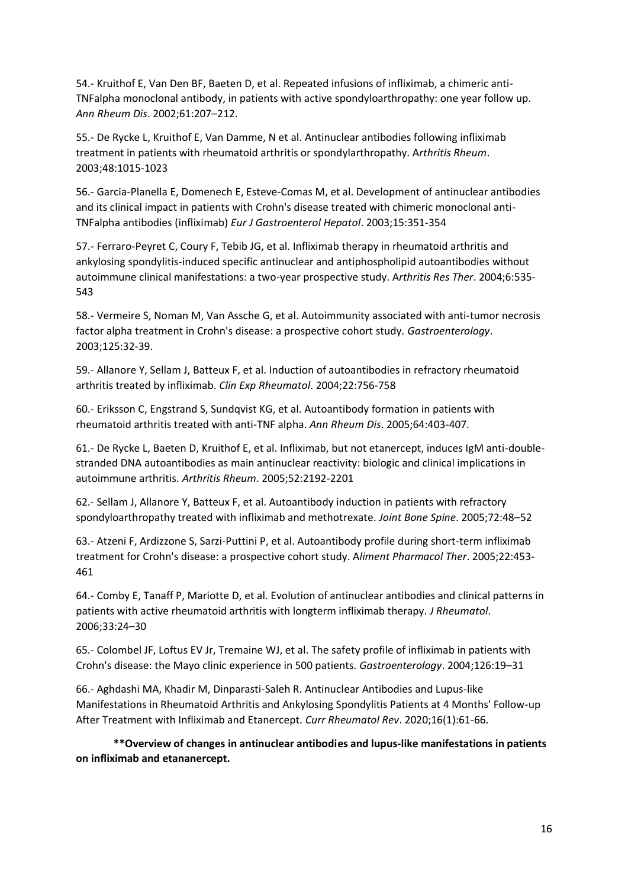54.- Kruithof E, Van Den BF, Baeten D, et al. Repeated infusions of infliximab, a chimeric anti-TNFalpha monoclonal antibody, in patients with active spondyloarthropathy: one year follow up. *Ann Rheum Dis*. 2002;61:207–212.

55.- De Rycke L, Kruithof E, Van Damme, N et al. Antinuclear antibodies following infliximab treatment in patients with rheumatoid arthritis or spondylarthropathy. A*rthritis Rheum*. 2003;48:1015-1023

56.- Garcia-Planella E, Domenech E, Esteve-Comas M, et al. Development of antinuclear antibodies and its clinical impact in patients with Crohn's disease treated with chimeric monoclonal anti-TNFalpha antibodies (infliximab) *Eur J Gastroenterol Hepatol*. 2003;15:351-354

57.- Ferraro-Peyret C, Coury F, Tebib JG, et al. Infliximab therapy in rheumatoid arthritis and ankylosing spondylitis-induced specific antinuclear and antiphospholipid autoantibodies without autoimmune clinical manifestations: a two-year prospective study. A*rthritis Res Ther*. 2004;6:535-543

58.- Vermeire S, Noman M, Van Assche G, et al. Autoimmunity associated with anti-tumor necrosis factor alpha treatment in Crohn's disease: a prospective cohort study. *Gastroenterology*. 2003;125:32-39.

59.- Allanore Y, Sellam J, Batteux F, et al. Induction of autoantibodies in refractory rheumatoid arthritis treated by infliximab. *Clin Exp Rheumatol*. 2004;22:756-758

60.- Eriksson C, Engstrand S, Sundqvist KG, et al. Autoantibody formation in patients with rheumatoid arthritis treated with anti-TNF alpha. *Ann Rheum Dis*. 2005;64:403-407.

61.- De Rycke L, Baeten D, Kruithof E, et al. Infliximab, but not etanercept, induces IgM anti-double-stranded DNA autoantibodies as main antinuclear reactivity: biologic and clinical implications in autoimmune arthritis. *Arthritis Rheum*. 2005;52:2192-2201

62.- Sellam J, Allanore Y, Batteux F, et al. Autoantibody induction in patients with refractory spondyloarthropathy treated with infliximab and methotrexate. *Joint Bone Spine*. 2005;72:48–52

63.- Atzeni F, Ardizzone S, Sarzi-Puttini P, et al. Autoantibody profile during short-term infliximab treatment for Crohn's disease: a prospective cohort study. A*liment Pharmacol Ther*. 2005;22:453-461

64.- Comby E, Tanaff P, Mariotte D, et al. Evolution of antinuclear antibodies and clinical patterns in patients with active rheumatoid arthritis with longterm infliximab therapy. *J Rheumatol*. 2006;33:24–30

65.- Colombel JF, Loftus EV Jr, Tremaine WJ, et al. The safety profile of infliximab in patients with Crohn's disease: the Mayo clinic experience in 500 patients. *Gastroenterology*. 2004;126:19–31

66.- Aghdashi MA, Khadir M, Dinparasti-Saleh R. Antinuclear Antibodies and Lupus-like Manifestations in Rheumatoid Arthritis and Ankylosing Spondylitis Patients at 4 Months' Follow-up After Treatment with Infliximab and Etanercept. *Curr Rheumatol Rev*. 2020;16(1):61-66.

**\*\*Overview of changes in antinuclear antibodies and lupus-like manifestations in patients on infliximab and etananercept.**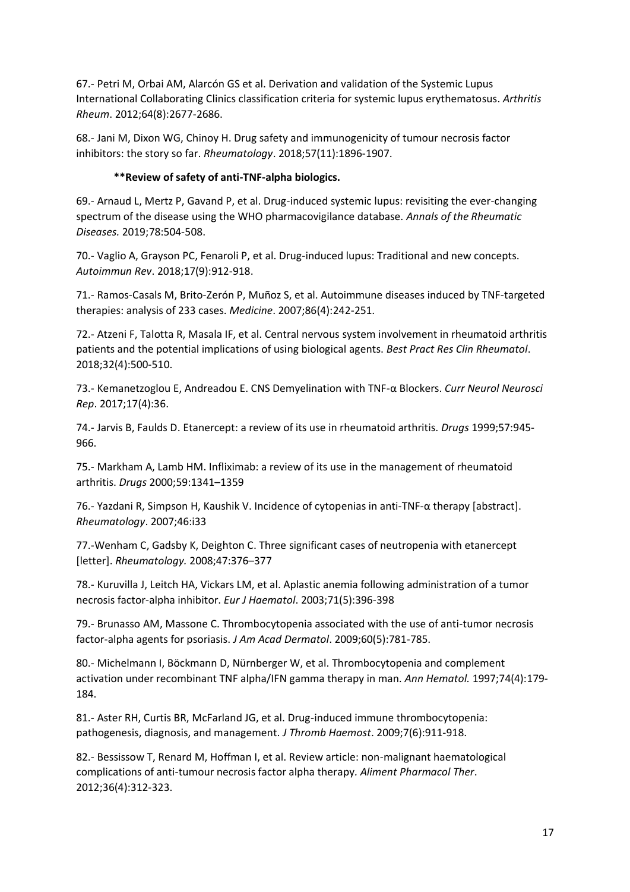67.- Petri M, Orbai AM, Alarcón GS et al. Derivation and validation of the Systemic Lupus International Collaborating Clinics classification criteria for systemic lupus erythematosus. *Arthritis Rheum*. 2012;64(8):2677-2686.

68.- Jani M, Dixon WG, Chinoy H. Drug safety and immunogenicity of tumour necrosis factor inhibitors: the story so far. *Rheumatology*. 2018;57(11):1896-1907.

**\*\*Review of safety of anti-TNF-alpha biologics.**

69.- Arnaud L, Mertz P, Gavand P, et al. Drug-induced systemic lupus: revisiting the ever-changing spectrum of the disease using the WHO pharmacovigilance database. *Annals of the Rheumatic Diseases.* 2019;78:504-508.

70.- Vaglio A, Grayson PC, Fenaroli P, et al. Drug-induced lupus: Traditional and new concepts. *Autoimmun Rev*. 2018;17(9):912-918.

71.- Ramos-Casals M, Brito-Zerón P, Muñoz S, et al. Autoimmune diseases induced by TNF-targeted therapies: analysis of 233 cases. *Medicine*. 2007;86(4):242-251.

72.- Atzeni F, Talotta R, Masala IF, et al. Central nervous system involvement in rheumatoid arthritis patients and the potential implications of using biological agents. *Best Pract Res Clin Rheumatol*. 2018;32(4):500-510.

73.- Kemanetzoglou E, Andreadou E. CNS Demyelination with TNF-α Blockers. *Curr Neurol Neurosci Rep*. 2017;17(4):36.

74.- Jarvis B, Faulds D. Etanercept: a review of its use in rheumatoid arthritis. *Drugs* 1999;57:945-966.

75.- Markham A, Lamb HM. Infliximab: a review of its use in the management of rheumatoid arthritis. *Drugs* 2000;59:1341–1359

76.- Yazdani R, Simpson H, Kaushik V. Incidence of cytopenias in anti-TNF-α therapy [abstract]. *Rheumatology*. 2007;46:i33

77.-Wenham C, Gadsby K, Deighton C. Three significant cases of neutropenia with etanercept [letter]. *Rheumatology.* 2008;47:376–377

78.- Kuruvilla J, Leitch HA, Vickars LM, et al. Aplastic anemia following administration of a tumor necrosis factor-alpha inhibitor. *Eur J Haematol*. 2003;71(5):396-398

79.- Brunasso AM, Massone C. Thrombocytopenia associated with the use of anti-tumor necrosis factor-alpha agents for psoriasis. *J Am Acad Dermatol*. 2009;60(5):781-785.

80.- Michelmann I, Böckmann D, Nürnberger W, et al. Thrombocytopenia and complement activation under recombinant TNF alpha/IFN gamma therapy in man. *Ann Hematol.* 1997;74(4):179-184.

81.- Aster RH, Curtis BR, McFarland JG, et al. Drug-induced immune thrombocytopenia: pathogenesis, diagnosis, and management. *J Thromb Haemost*. 2009;7(6):911-918.

82.- Bessissow T, Renard M, Hoffman I, et al. Review article: non-malignant haematological complications of anti-tumour necrosis factor alpha therapy. *Aliment Pharmacol Ther*. 2012;36(4):312-323.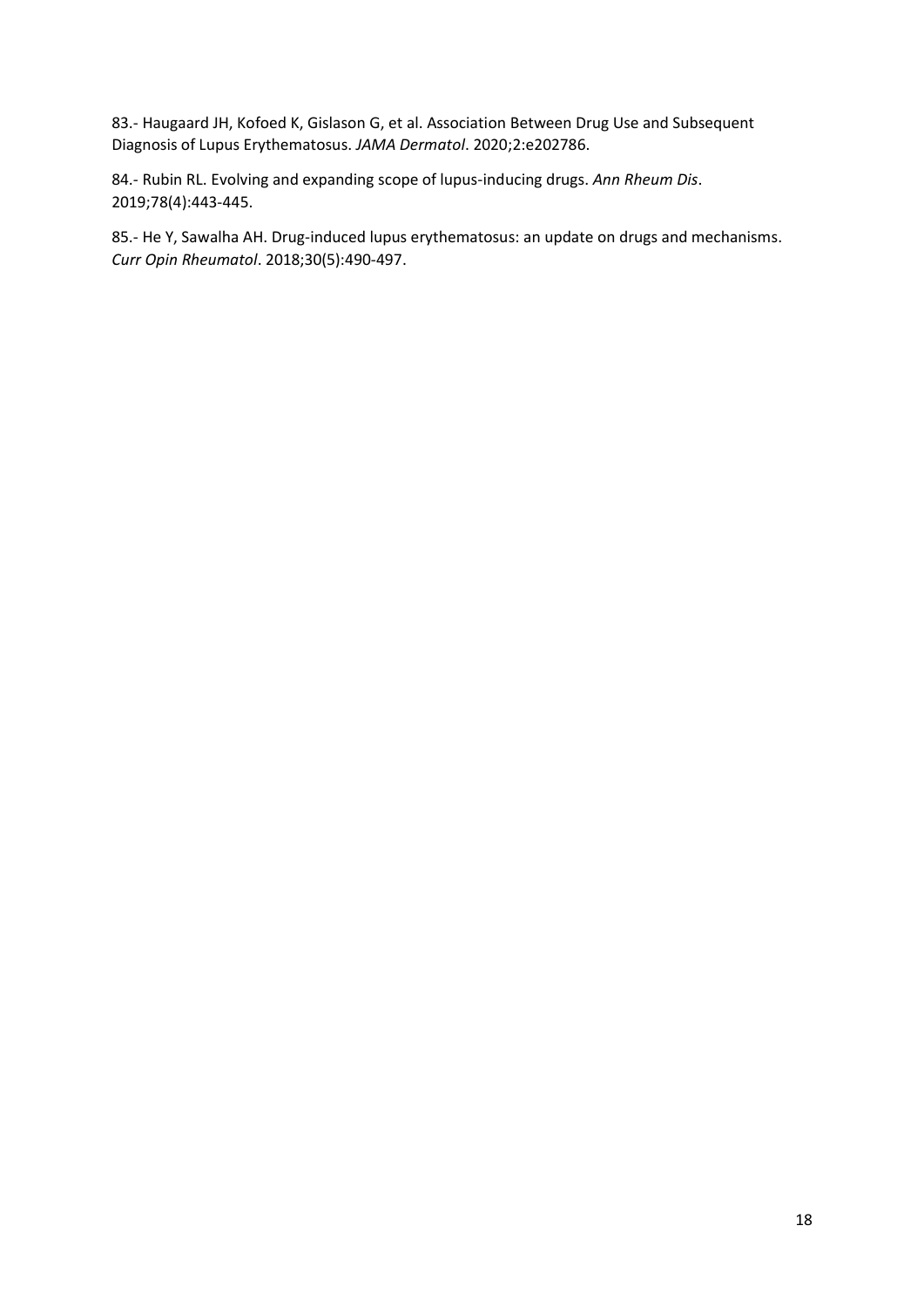83.- Haugaard JH, Kofoed K, Gislason G, et al. Association Between Drug Use and Subsequent Diagnosis of Lupus Erythematosus. *JAMA Dermatol*. 2020;2:e202786.

84.- Rubin RL. Evolving and expanding scope of lupus-inducing drugs. *Ann Rheum Dis*. 2019;78(4):443-445.

85.- He Y, Sawalha AH. Drug-induced lupus erythematosus: an update on drugs and mechanisms. *Curr Opin Rheumatol*. 2018;30(5):490-497.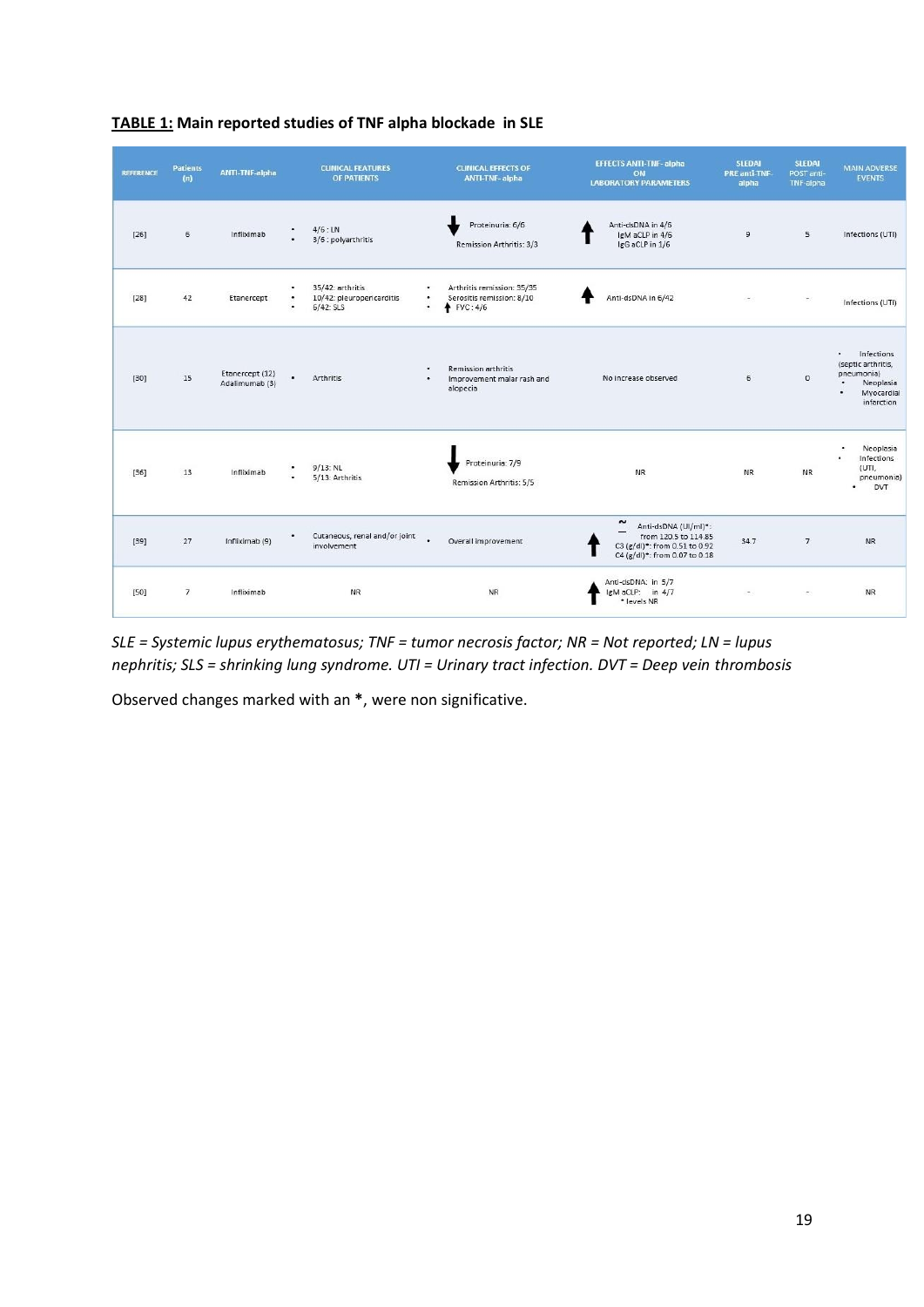**TABLE 1:** **Main reported studies of TNF alpha blockade in SLE**

| REFERENCE | Patients (n) | ANTI-TNF-alpha | CLINICAL FEATURES OF PATIENTS | CLINICAL EFFECTS OF ANTI-TNF- alpha | EFFECTS ANTI-TNF- alpha ON LABORATORY PARAMETERS | SLEDAI PRE anti-TNF-alpha | SLEDAI POST anti-TNF-alpha | MAIN ADVERSE EVENTS |
|---|---|---|---|---|---|---|---|---|
| [26] | 6 | Infliximab | • 4/6 : LN<br>• 3/6 : polyarthritis | ↓ Proteinuria: 6/6<br>Remission Arthritis: 3/3 | ↑ Anti-dsDNA in 4/6<br>IgM aCLP in 4/6<br>IgG aCLP in 1/6 | 9 | 5 | Infections (UTI) |
| [28] | 42 | Etanercept | • 35/42: arthritis<br>• 10/42: pleuropericarditis<br>• 6/42: SLS | • Arthritis remission: 35/35<br>• Serositis remission: 8/10<br>• ↑ FVC : 4/6 | ↑ Anti-dsDNA in 6/42 | - | - | Infections (UTI) |
| [30] | 15 | Etanercept (12)<br>Adalimumab (3) | • Arthritis | • Remission arthritis<br>• Improvement malar rash and alopecia | No increase observed | 6 | 0 | • Infections (septic arthritis, pneumonia)<br>• Neoplasia<br>• Myocardial infarction |
| [56] | 13 | Infliximab | • 9/13: NL<br>• 5/13: Arthritis | ↓ Proteinuria: 7/9<br>Remission Arthritis: 5/5 | NR | NR | NR | • Neoplasia<br>• Infections (UTI, pneumonia)<br>• DVT |
| [59] | 27 | Infliximab (9) | • Cutaneous, renal and/or joint involvement | • Overall improvement | ~ Anti-dsDNA (UI/ml)*: from 120.5 to 114.85<br>↑ C3 (g/dl)*: from 0.51 to 0.92<br>C4 (g/dl)*: from 0.07 to 0.18 | 34.7 | 7 | NR |
| [50] | 7 | Infliximab | NR | NR | ↑ Anti-dsDNA: in 5/7<br>IgM aCLP: in 4/7<br>* levels NR | - | - | NR |

*SLE = Systemic lupus erythematosus; TNF = tumor necrosis factor; NR = Not reported; LN = lupus nephritis; SLS = shrinking lung syndrome. UTI = Urinary tract infection. DVT = Deep vein thrombosis*

Observed changes marked with an **\***, were non significative.